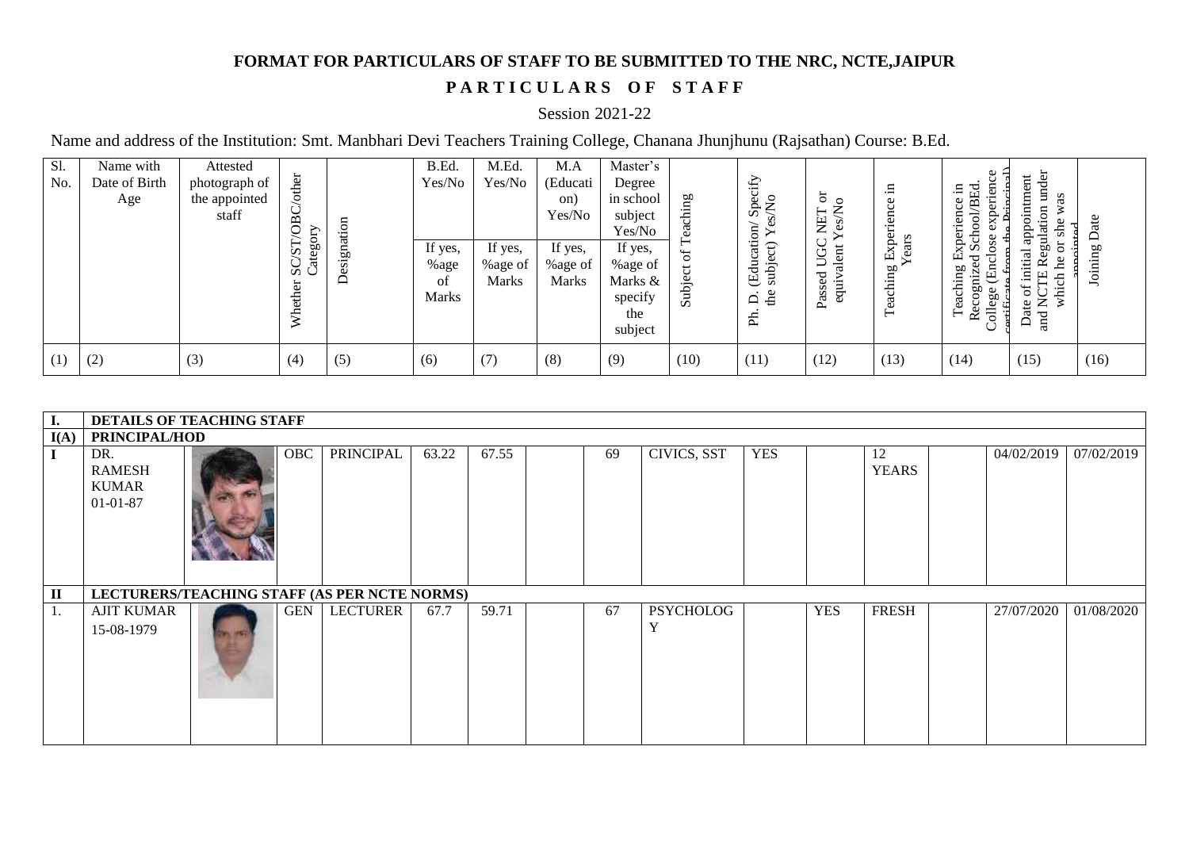# FORMAT FOR PARTICULARS OF STAFF TO BE SUBMITTED TO THE NRC, NCTE,JAIPUR

## P A R T I C U L A R S O F S T A F F

Session 2021-22

Name and address of the Institution: Smt. Manbhari Devi Teachers Training College, Chanana Jhunjhunu (Rajsathan) Course: B.Ed.

| Sl. No. | Name with Date of Birth Age | Attested photograph of the appointed staff | Whether SC/ST/OBC/other Category | Designation | B.Ed. Yes/No If yes, %age of Marks | M.Ed. Yes/No If yes, %age of Marks | M.A (Education) Yes/No If yes, %age of Marks | Master's Degree in school subject Yes/No If yes, %age of Marks & specify the subject | Subject of Teaching | Ph. D. (Education/ Specify the subject) Yes/No | Passed UGC NET or equivalent Yes/No | Teaching Experience in Years | Teaching Experience in Recognized School/BEd. College (Enclose experience certificate from the Principal) | Date of initial appointment and NCTE Regulation under which he or she was appointed | Joining Date |
|---|---|---|---|---|---|---|---|---|---|---|---|---|---|---|---|
| (1) | (2) | (3) | (4) | (5) | (6) | (7) | (8) | (9) | (10) | (11) | (12) | (13) | (14) | (15) | (16) |
| **I.** | **DETAILS OF TEACHING STAFF** | | | | | | | | | | | | | | |
| **I(A)** | **PRINCIPAL/HOD** | | | | | | | | | | | | | | |
| I | DR. RAMESH KUMAR 01-01-87 | | OBC | PRINCIPAL | 63.22 | 67.55 | | 69 | CIVICS, SST | YES | | 12 YEARS | | 04/02/2019 | 07/02/2019 |
| **II** | **LECTURERS/TEACHING STAFF (AS PER NCTE NORMS)** | | | | | | | | | | | | | | |
| 1. | AJIT KUMAR 15-08-1979 | | GEN | LECTURER | 67.7 | 59.71 | | 67 | PSYCHOLOGY | | YES | FRESH | | 27/07/2020 | 01/08/2020 |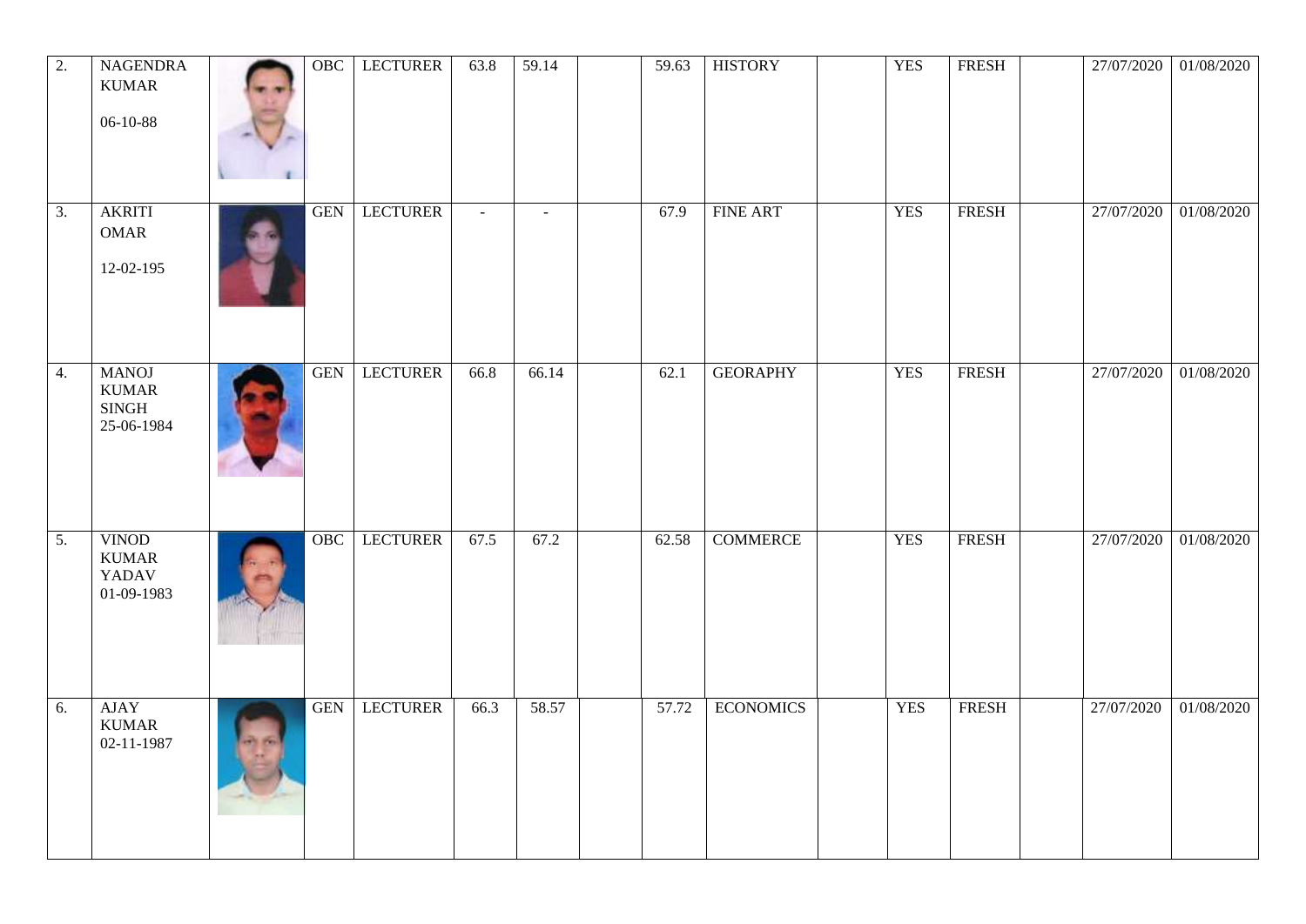| 2. | NAGENDRA KUMAR 06-10-88 | | OBC | LECTURER | 63.8 | 59.14 | | 59.63 | HISTORY | | YES | FRESH | | 27/07/2020 | 01/08/2020 |
|---|---|---|---|---|---|---|---|---|---|---|---|---|---|---|---|
| 3. | AKRITI OMAR 12-02-195 | | GEN | LECTURER | - | - | | 67.9 | FINE ART | | YES | FRESH | | 27/07/2020 | 01/08/2020 |
| 4. | MANOJ KUMAR SINGH 25-06-1984 | | GEN | LECTURER | 66.8 | 66.14 | | 62.1 | GEORAPHY | | YES | FRESH | | 27/07/2020 | 01/08/2020 |
| 5. | VINOD KUMAR YADAV 01-09-1983 | | OBC | LECTURER | 67.5 | 67.2 | | 62.58 | COMMERCE | | YES | FRESH | | 27/07/2020 | 01/08/2020 |
| 6. | AJAY KUMAR 02-11-1987 | | GEN | LECTURER | 66.3 | 58.57 | | 57.72 | ECONOMICS | | YES | FRESH | | 27/07/2020 | 01/08/2020 |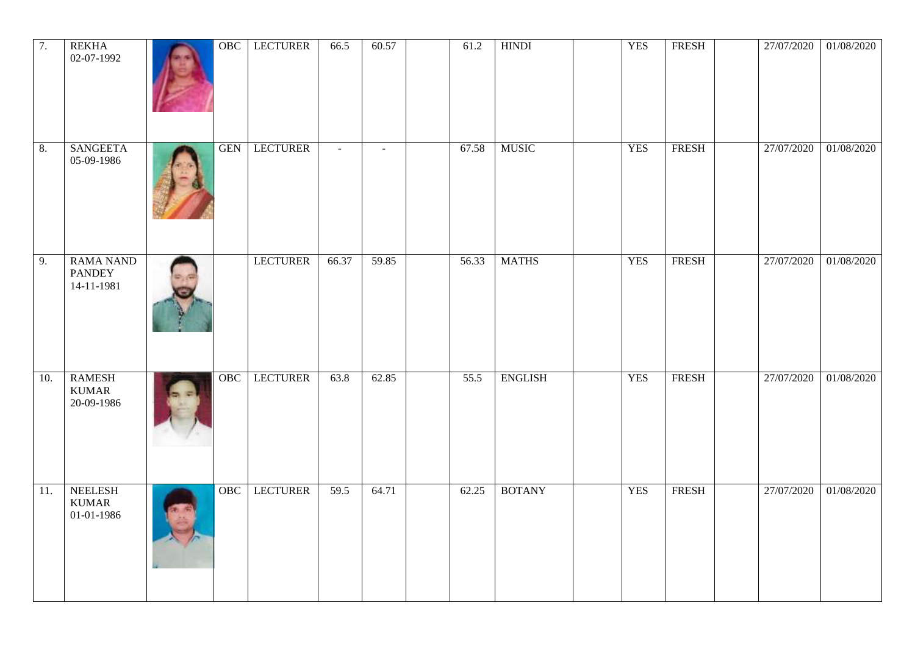| 7. | REKHA 02-07-1992 | | OBC | LECTURER | 66.5 | 60.57 | | 61.2 | HINDI | | YES | FRESH | | 27/07/2020 | 01/08/2020 |
|---|---|---|---|---|---|---|---|---|---|---|---|---|---|---|---|
| 8. | SANGEETA 05-09-1986 | | GEN | LECTURER | - | - | | 67.58 | MUSIC | | YES | FRESH | | 27/07/2020 | 01/08/2020 |
| 9. | RAMA NAND PANDEY 14-11-1981 | | | LECTURER | 66.37 | 59.85 | | 56.33 | MATHS | | YES | FRESH | | 27/07/2020 | 01/08/2020 |
| 10. | RAMESH KUMAR 20-09-1986 | | OBC | LECTURER | 63.8 | 62.85 | | 55.5 | ENGLISH | | YES | FRESH | | 27/07/2020 | 01/08/2020 |
| 11. | NEELESH KUMAR 01-01-1986 | | OBC | LECTURER | 59.5 | 64.71 | | 62.25 | BOTANY | | YES | FRESH | | 27/07/2020 | 01/08/2020 |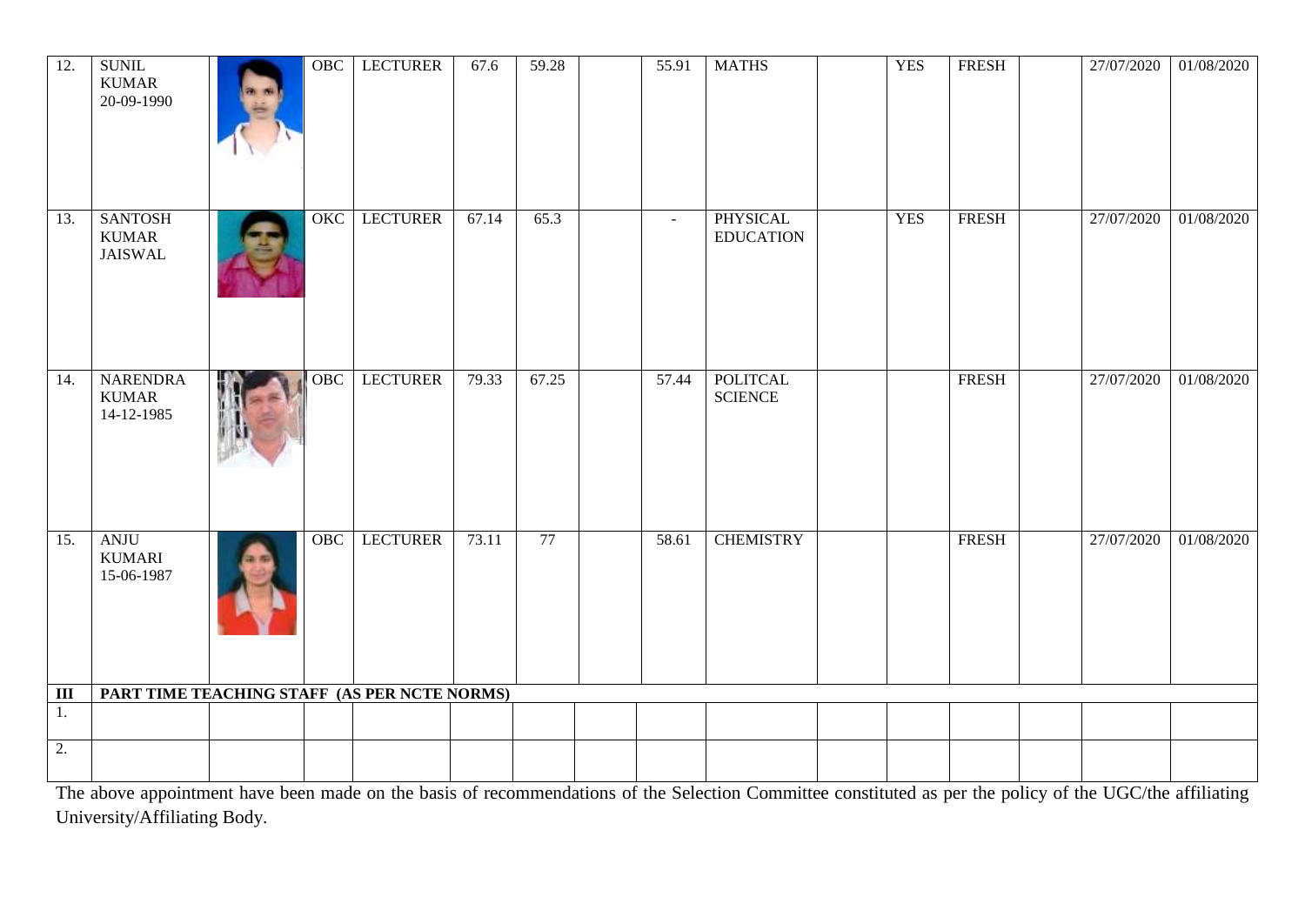| 12. | SUNIL KUMAR 20-09-1990 | | OBC | LECTURER | 67.6 | 59.28 | | 55.91 | MATHS | | YES | FRESH | | 27/07/2020 | 01/08/2020 |
|---|---|---|---|---|---|---|---|---|---|---|---|---|---|---|---|
| 13. | SANTOSH KUMAR JAISWAL | | OKC | LECTURER | 67.14 | 65.3 | | - | PHYSICAL EDUCATION | | YES | FRESH | | 27/07/2020 | 01/08/2020 |
| 14. | NARENDRA KUMAR 14-12-1985 | | OBC | LECTURER | 79.33 | 67.25 | | 57.44 | POLITCAL SCIENCE | | | FRESH | | 27/07/2020 | 01/08/2020 |
| 15. | ANJU KUMARI 15-06-1987 | | OBC | LECTURER | 73.11 | 77 | | 58.61 | CHEMISTRY | | | FRESH | | 27/07/2020 | 01/08/2020 |
| **III** | **PART TIME TEACHING STAFF (AS PER NCTE NORMS)** | | | | | | | | | | | | | | |
| 1. | | | | | | | | | | | | | | | |
| 2. | | | | | | | | | | | | | | | |

The above appointment have been made on the basis of recommendations of the Selection Committee constituted as per the policy of the UGC/the affiliating University/Affiliating Body.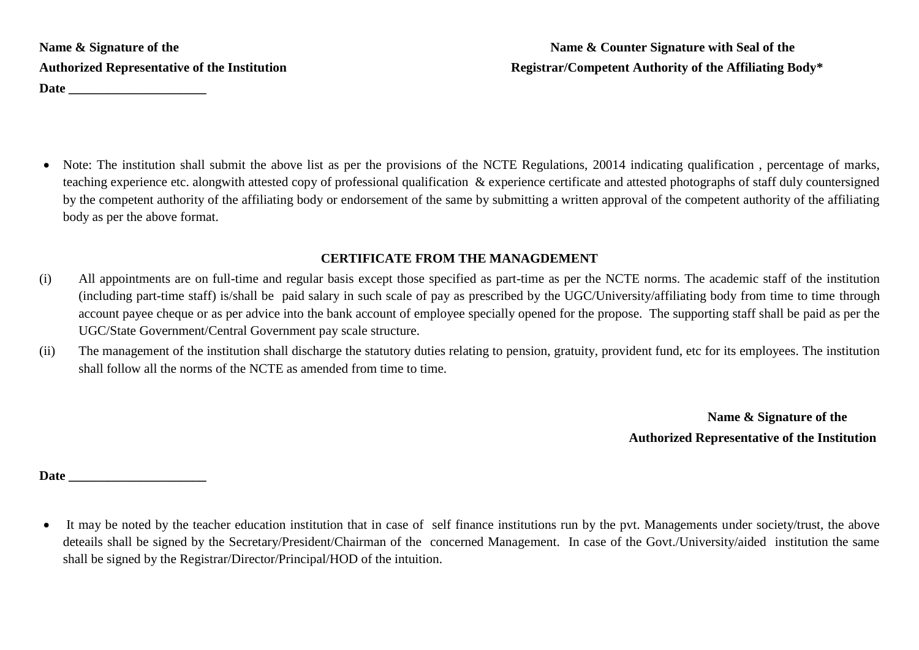**Name & Signature of the**
**Authorized Representative of the Institution**
**Date \_\_\_\_\_\_\_\_\_\_\_\_\_\_\_\_\_\_\_\_\_**

**Name & Counter Signature with Seal of the**
**Registrar/Competent Authority of the Affiliating Body***

- Note: The institution shall submit the above list as per the provisions of the NCTE Regulations, 20014 indicating qualification , percentage of marks, teaching experience etc. alongwith attested copy of professional qualification & experience certificate and attested photographs of staff duly countersigned by the competent authority of the affiliating body or endorsement of the same by submitting a written approval of the competent authority of the affiliating body as per the above format.

**CERTIFICATE FROM THE MANAGDEMENT**

(i) All appointments are on full-time and regular basis except those specified as part-time as per the NCTE norms. The academic staff of the institution (including part-time staff) is/shall be paid salary in such scale of pay as prescribed by the UGC/University/affiliating body from time to time through account payee cheque or as per advice into the bank account of employee specially opened for the propose. The supporting staff shall be paid as per the UGC/State Government/Central Government pay scale structure.

(ii) The management of the institution shall discharge the statutory duties relating to pension, gratuity, provident fund, etc for its employees. The institution shall follow all the norms of the NCTE as amended from time to time.

**Name & Signature of the**
**Authorized Representative of the Institution**

**Date \_\_\_\_\_\_\_\_\_\_\_\_\_\_\_\_\_\_\_\_\_**

- It may be noted by the teacher education institution that in case of self finance institutions run by the pvt. Managements under society/trust, the above deteails shall be signed by the Secretary/President/Chairman of the concerned Management. In case of the Govt./University/aided institution the same shall be signed by the Registrar/Director/Principal/HOD of the intuition.